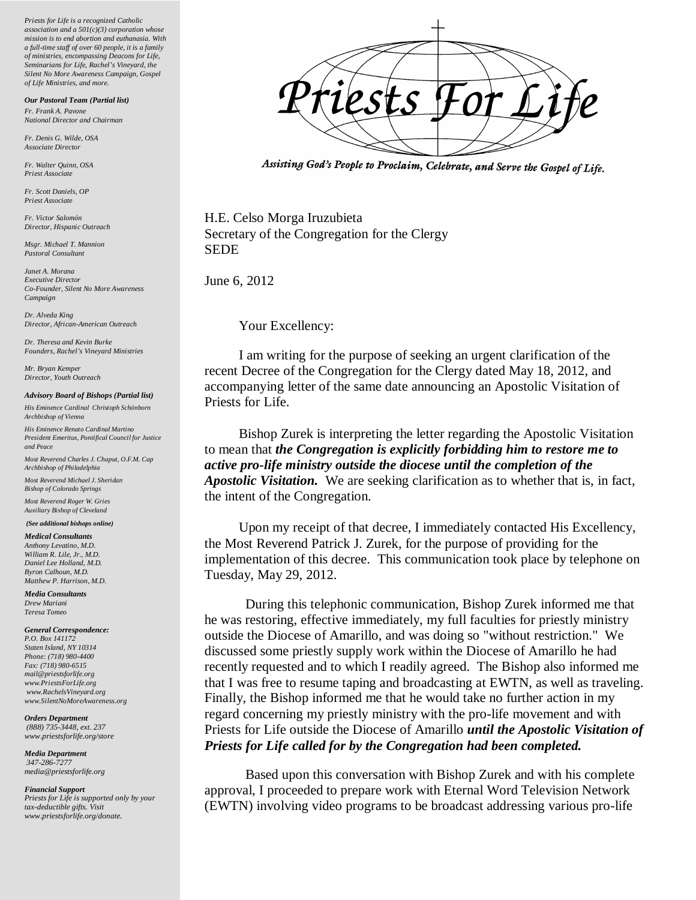*Priests for Life is a recognized Catholic association and a 501(c)(3) corporation whose mission is to end abortion and euthanasia. With a full-time staff of over 60 people, it is a family of ministries, encompassing Deacons for Life, Seminarians for Life, Rachel's Vineyard, the Silent No More Awareness Campaign, Gospel of Life Ministries, and more.*

***Our Pastoral Team (Partial list)***

*Fr. Frank A. Pavone*
*National Director and Chairman*

*Fr. Denis G. Wilde, OSA*
*Associate Director*

*Fr. Walter Quinn, OSA*
*Priest Associate*

*Fr. Scott Daniels, OP*
*Priest Associate*

*Fr. Victor Salomón*
*Director, Hispanic Outreach*

*Msgr. Michael T. Mannion*
*Pastoral Consultant*

*Janet A. Morana*
*Executive Director*
*Co-Founder, Silent No More Awareness Campaign*

*Dr. Alveda King*
*Director, African-American Outreach*

*Dr. Theresa and Kevin Burke*
*Founders, Rachel's Vineyard Ministries*

*Mr. Bryan Kemper*
*Director, Youth Outreach*

***Advisory Board of Bishops (Partial list)***

*His Eminence Cardinal Christoph Schönborn*
*Archbishop of Vienna*

*His Eminence Renato Cardinal Martino*
*President Emeritus, Pontifical Council for Justice and Peace*

*Most Reverend Charles J. Chaput, O.F.M. Cap*
*Archbishop of Philadelphia*

*Most Reverend Michael J. Sheridan*
*Bishop of Colorado Springs*

*Most Reverend Roger W. Gries*
*Auxiliary Bishop of Cleveland*

***(See additional bishops online)***

***Medical Consultants***
*Anthony Levatino, M.D.*
*William R. Lile, Jr., M.D.*
*Daniel Lee Holland, M.D.*
*Byron Calhoun, M.D.*
*Matthew P. Harrison, M.D.*

***Media Consultants***
*Drew Mariani*
*Teresa Tomeo*

***General Correspondence:***
*P.O. Box 141172*
*Staten Island, NY 10314*
*Phone: (718) 980-4400*
*Fax: (718) 980-6515*
*mail@priestsforlife.org*
*www.PriestsForLife.org*
*www.RachelsVineyard.org*
*www.SilentNoMoreAwareness.org*

***Orders Department***
*(888) 735-3448, ext. 237*
*www.priestsforlife.org/store*

***Media Department***
*347-286-7277*
*media@priestsforlife.org*

***Financial Support***
*Priests for Life is supported only by your tax-deductible gifts. Visit www.priestsforlife.org/donate.*

# Priests For Life

*Assisting God's People to Proclaim, Celebrate, and Serve the Gospel of Life.*

H.E. Celso Morga Iruzubieta
Secretary of the Congregation for the Clergy
SEDE

June 6, 2012

Your Excellency:

I am writing for the purpose of seeking an urgent clarification of the recent Decree of the Congregation for the Clergy dated May 18, 2012, and accompanying letter of the same date announcing an Apostolic Visitation of Priests for Life.

Bishop Zurek is interpreting the letter regarding the Apostolic Visitation to mean that ***the Congregation is explicitly forbidding him to restore me to active pro-life ministry outside the diocese until the completion of the Apostolic Visitation.*** We are seeking clarification as to whether that is, in fact, the intent of the Congregation.

Upon my receipt of that decree, I immediately contacted His Excellency, the Most Reverend Patrick J. Zurek, for the purpose of providing for the implementation of this decree. This communication took place by telephone on Tuesday, May 29, 2012.

During this telephonic communication, Bishop Zurek informed me that he was restoring, effective immediately, my full faculties for priestly ministry outside the Diocese of Amarillo, and was doing so "without restriction." We discussed some priestly supply work within the Diocese of Amarillo he had recently requested and to which I readily agreed. The Bishop also informed me that I was free to resume taping and broadcasting at EWTN, as well as traveling. Finally, the Bishop informed me that he would take no further action in my regard concerning my priestly ministry with the pro-life movement and with Priests for Life outside the Diocese of Amarillo ***until the Apostolic Visitation of Priests for Life called for by the Congregation had been completed.***

Based upon this conversation with Bishop Zurek and with his complete approval, I proceeded to prepare work with Eternal Word Television Network (EWTN) involving video programs to be broadcast addressing various pro-life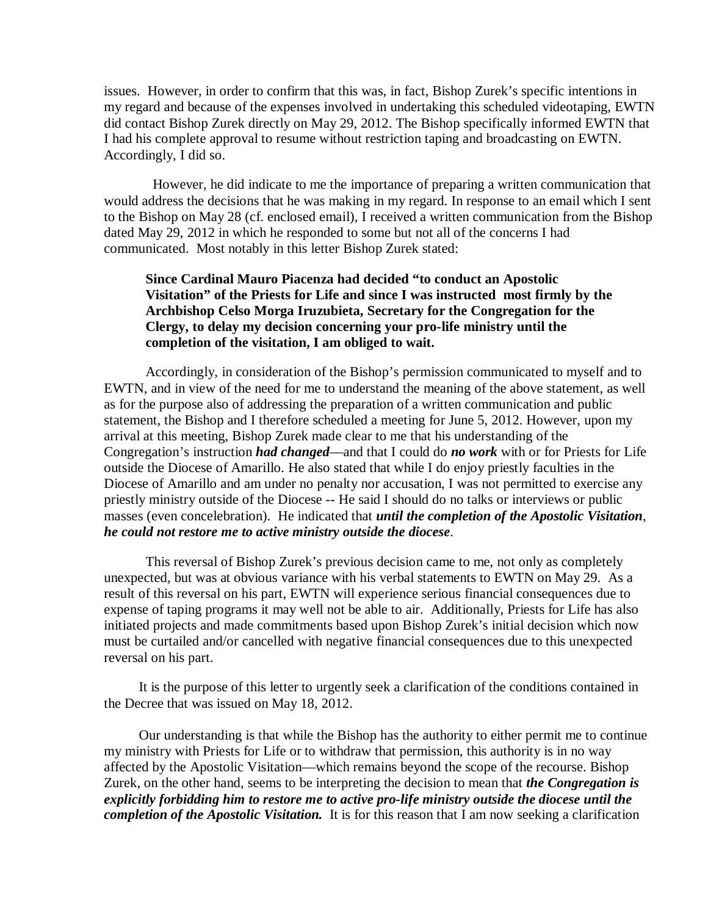issues. However, in order to confirm that this was, in fact, Bishop Zurek's specific intentions in my regard and because of the expenses involved in undertaking this scheduled videotaping, EWTN did contact Bishop Zurek directly on May 29, 2012. The Bishop specifically informed EWTN that I had his complete approval to resume without restriction taping and broadcasting on EWTN. Accordingly, I did so.

However, he did indicate to me the importance of preparing a written communication that would address the decisions that he was making in my regard. In response to an email which I sent to the Bishop on May 28 (cf. enclosed email), I received a written communication from the Bishop dated May 29, 2012 in which he responded to some but not all of the concerns I had communicated. Most notably in this letter Bishop Zurek stated:

> **Since Cardinal Mauro Piacenza had decided "to conduct an Apostolic Visitation" of the Priests for Life and since I was instructed most firmly by the Archbishop Celso Morga Iruzubieta, Secretary for the Congregation for the Clergy, to delay my decision concerning your pro-life ministry until the completion of the visitation, I am obliged to wait.**

Accordingly, in consideration of the Bishop's permission communicated to myself and to EWTN, and in view of the need for me to understand the meaning of the above statement, as well as for the purpose also of addressing the preparation of a written communication and public statement, the Bishop and I therefore scheduled a meeting for June 5, 2012. However, upon my arrival at this meeting, Bishop Zurek made clear to me that his understanding of the Congregation's instruction ***had changed***—and that I could do ***no work*** with or for Priests for Life outside the Diocese of Amarillo. He also stated that while I do enjoy priestly faculties in the Diocese of Amarillo and am under no penalty nor accusation, I was not permitted to exercise any priestly ministry outside of the Diocese -- He said I should do no talks or interviews or public masses (even concelebration). He indicated that ***until the completion of the Apostolic Visitation, he could not restore me to active ministry outside the diocese***.

This reversal of Bishop Zurek's previous decision came to me, not only as completely unexpected, but was at obvious variance with his verbal statements to EWTN on May 29. As a result of this reversal on his part, EWTN will experience serious financial consequences due to expense of taping programs it may well not be able to air. Additionally, Priests for Life has also initiated projects and made commitments based upon Bishop Zurek's initial decision which now must be curtailed and/or cancelled with negative financial consequences due to this unexpected reversal on his part.

It is the purpose of this letter to urgently seek a clarification of the conditions contained in the Decree that was issued on May 18, 2012.

Our understanding is that while the Bishop has the authority to either permit me to continue my ministry with Priests for Life or to withdraw that permission, this authority is in no way affected by the Apostolic Visitation—which remains beyond the scope of the recourse. Bishop Zurek, on the other hand, seems to be interpreting the decision to mean that ***the Congregation is explicitly forbidding him to restore me to active pro-life ministry outside the diocese until the completion of the Apostolic Visitation.*** It is for this reason that I am now seeking a clarification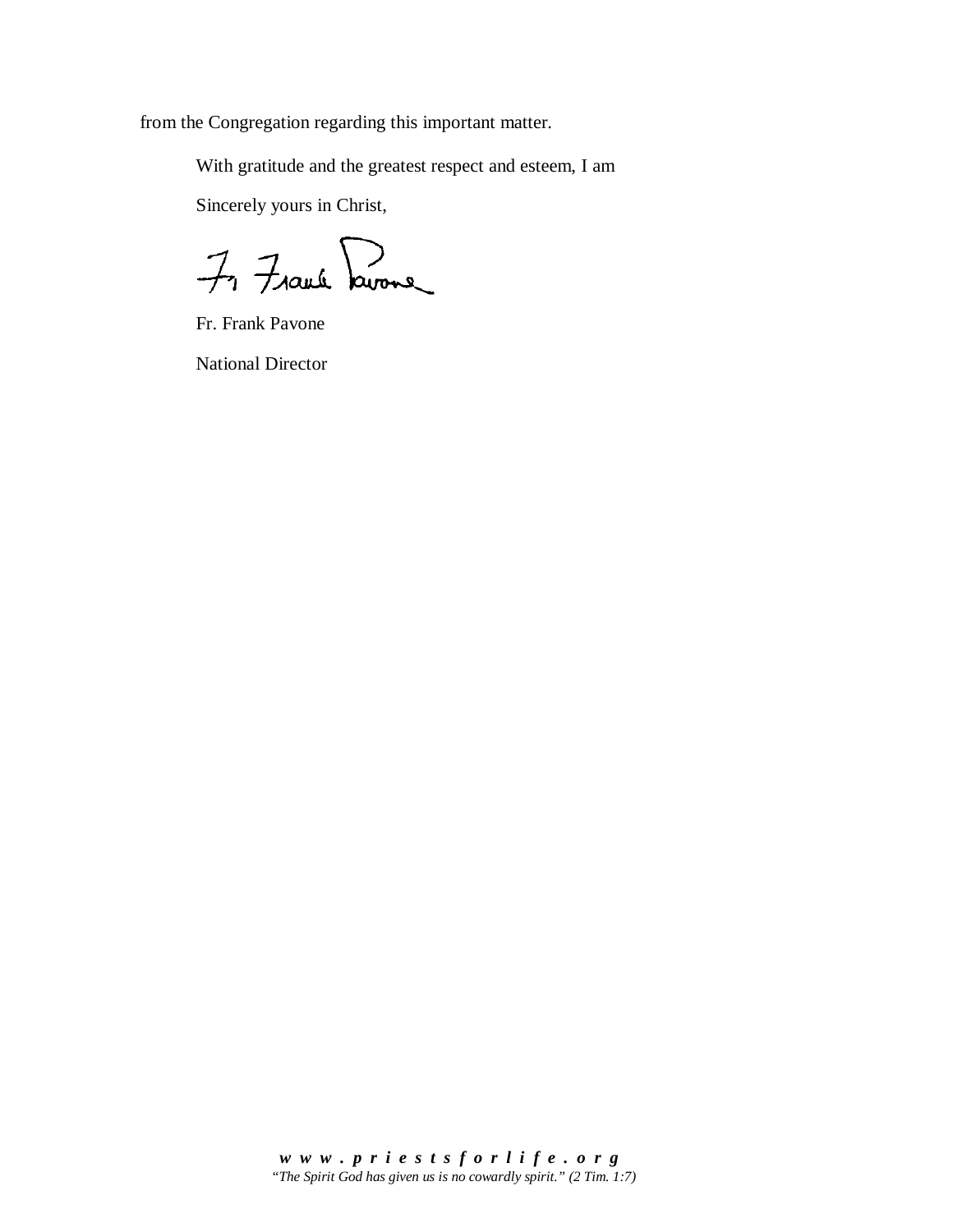from the Congregation regarding this important matter.

With gratitude and the greatest respect and esteem, I am

Sincerely yours in Christ,

Fr. Frank Pavone

National Director

***www.priestsforlife.org***
*"The Spirit God has given us is no cowardly spirit." (2 Tim. 1:7)*